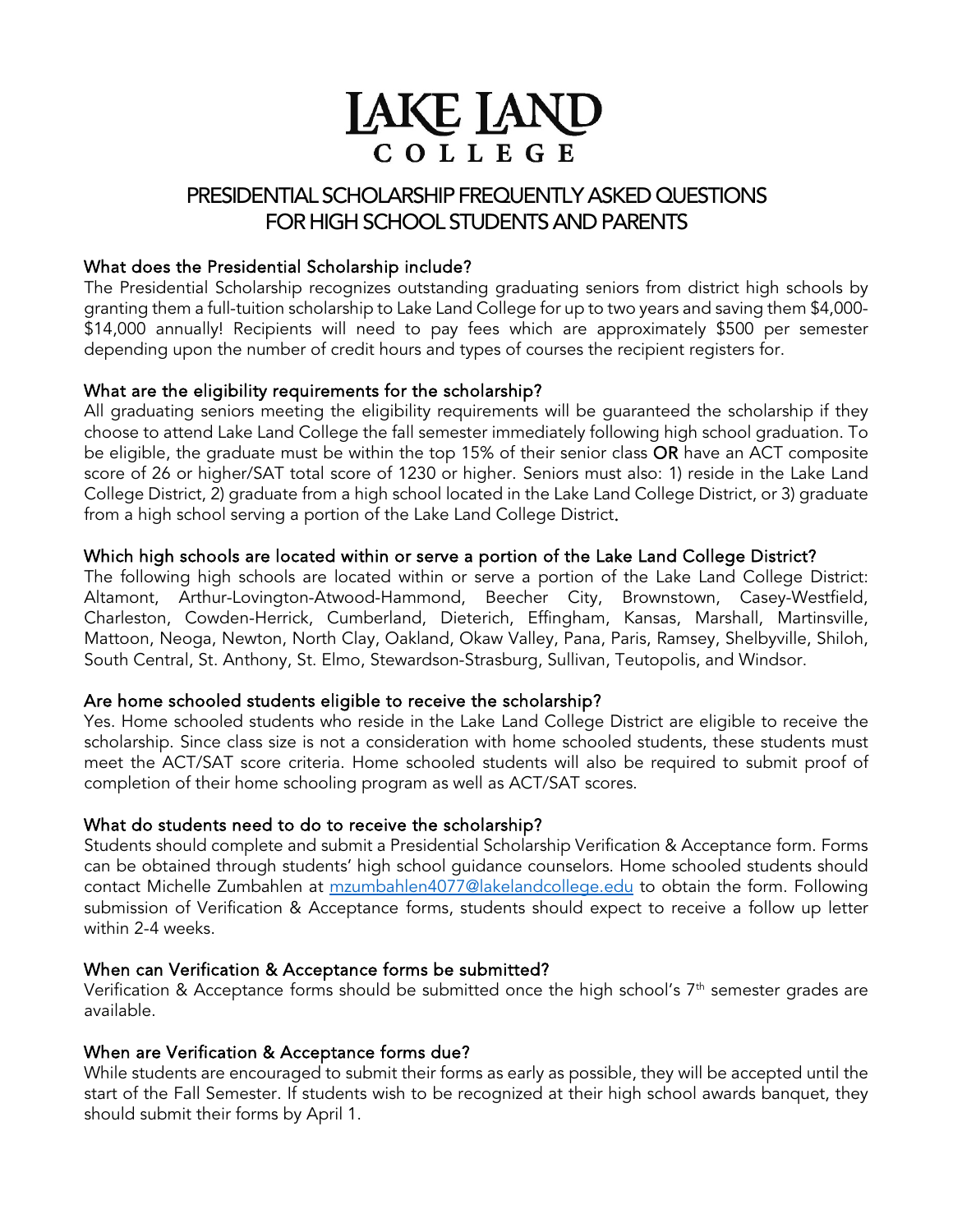# LAKE LAND COLLEGE

## PRESIDENTIAL SCHOLARSHIP FREQUENTLY ASKED QUESTIONS FOR HIGH SCHOOL STUDENTS AND PARENTS

### What does the Presidential Scholarship include?

The Presidential Scholarship recognizes outstanding graduating seniors from district high schools by granting them a full-tuition scholarship to Lake Land College for up to two years and saving them $4,000-$14,000 annually! Recipients will need to pay fees which are approximately $500 per semester depending upon the number of credit hours and types of courses the recipient registers for.

### What are the eligibility requirements for the scholarship?

All graduating seniors meeting the eligibility requirements will be guaranteed the scholarship if they choose to attend Lake Land College the fall semester immediately following high school graduation. To be eligible, the graduate must be within the top 15% of their senior class **OR** have an ACT composite score of 26 or higher/SAT total score of 1230 or higher. Seniors must also: 1) reside in the Lake Land College District, 2) graduate from a high school located in the Lake Land College District, or 3) graduate from a high school serving a portion of the Lake Land College District.

### Which high schools are located within or serve a portion of the Lake Land College District?

The following high schools are located within or serve a portion of the Lake Land College District: Altamont, Arthur-Lovington-Atwood-Hammond, Beecher City, Brownstown, Casey-Westfield, Charleston, Cowden-Herrick, Cumberland, Dieterich, Effingham, Kansas, Marshall, Martinsville, Mattoon, Neoga, Newton, North Clay, Oakland, Okaw Valley, Pana, Paris, Ramsey, Shelbyville, Shiloh, South Central, St. Anthony, St. Elmo, Stewardson-Strasburg, Sullivan, Teutopolis, and Windsor.

### Are home schooled students eligible to receive the scholarship?

Yes. Home schooled students who reside in the Lake Land College District are eligible to receive the scholarship. Since class size is not a consideration with home schooled students, these students must meet the ACT/SAT score criteria. Home schooled students will also be required to submit proof of completion of their home schooling program as well as ACT/SAT scores.

### What do students need to do to receive the scholarship?

Students should complete and submit a Presidential Scholarship Verification & Acceptance form. Forms can be obtained through students' high school guidance counselors. Home schooled students should contact Michelle Zumbahlen at mzumbahlen4077@lakelandcollege.edu to obtain the form. Following submission of Verification & Acceptance forms, students should expect to receive a follow up letter within 2-4 weeks.

### When can Verification & Acceptance forms be submitted?

Verification & Acceptance forms should be submitted once the high school's 7th semester grades are available.

### When are Verification & Acceptance forms due?

While students are encouraged to submit their forms as early as possible, they will be accepted until the start of the Fall Semester. If students wish to be recognized at their high school awards banquet, they should submit their forms by April 1.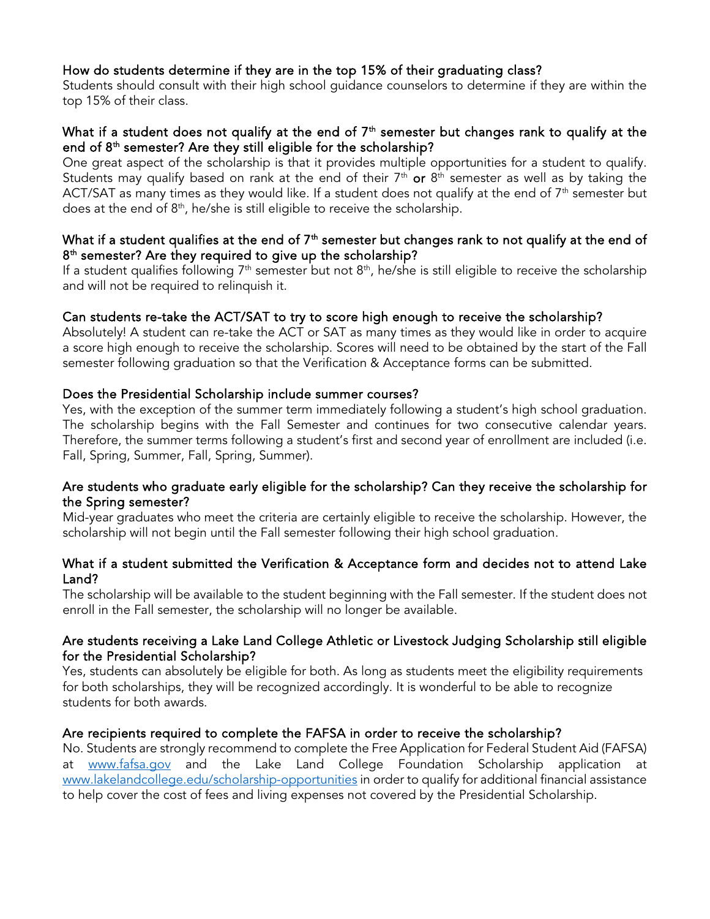### How do students determine if they are in the top 15% of their graduating class?

Students should consult with their high school guidance counselors to determine if they are within the top 15% of their class.

### What if a student does not qualify at the end of 7th semester but changes rank to qualify at the end of 8th semester? Are they still eligible for the scholarship?

One great aspect of the scholarship is that it provides multiple opportunities for a student to qualify. Students may qualify based on rank at the end of their 7th **or** 8th semester as well as by taking the ACT/SAT as many times as they would like. If a student does not qualify at the end of 7th semester but does at the end of 8th, he/she is still eligible to receive the scholarship.

### What if a student qualifies at the end of 7th semester but changes rank to not qualify at the end of 8th semester? Are they required to give up the scholarship?

If a student qualifies following 7th semester but not 8th, he/she is still eligible to receive the scholarship and will not be required to relinquish it.

### Can students re-take the ACT/SAT to try to score high enough to receive the scholarship?

Absolutely! A student can re-take the ACT or SAT as many times as they would like in order to acquire a score high enough to receive the scholarship. Scores will need to be obtained by the start of the Fall semester following graduation so that the Verification & Acceptance forms can be submitted.

### Does the Presidential Scholarship include summer courses?

Yes, with the exception of the summer term immediately following a student's high school graduation. The scholarship begins with the Fall Semester and continues for two consecutive calendar years. Therefore, the summer terms following a student's first and second year of enrollment are included (i.e. Fall, Spring, Summer, Fall, Spring, Summer).

### Are students who graduate early eligible for the scholarship? Can they receive the scholarship for the Spring semester?

Mid-year graduates who meet the criteria are certainly eligible to receive the scholarship. However, the scholarship will not begin until the Fall semester following their high school graduation.

### What if a student submitted the Verification & Acceptance form and decides not to attend Lake Land?

The scholarship will be available to the student beginning with the Fall semester. If the student does not enroll in the Fall semester, the scholarship will no longer be available.

### Are students receiving a Lake Land College Athletic or Livestock Judging Scholarship still eligible for the Presidential Scholarship?

Yes, students can absolutely be eligible for both. As long as students meet the eligibility requirements for both scholarships, they will be recognized accordingly. It is wonderful to be able to recognize students for both awards.

### Are recipients required to complete the FAFSA in order to receive the scholarship?

No. Students are strongly recommend to complete the Free Application for Federal Student Aid (FAFSA) at [www.fafsa.gov](http://www.fafsa.gov) and the Lake Land College Foundation Scholarship application at [www.lakelandcollege.edu/scholarship-opportunities](http://www.lakelandcollege.edu/scholarship-opportunities) in order to qualify for additional financial assistance to help cover the cost of fees and living expenses not covered by the Presidential Scholarship.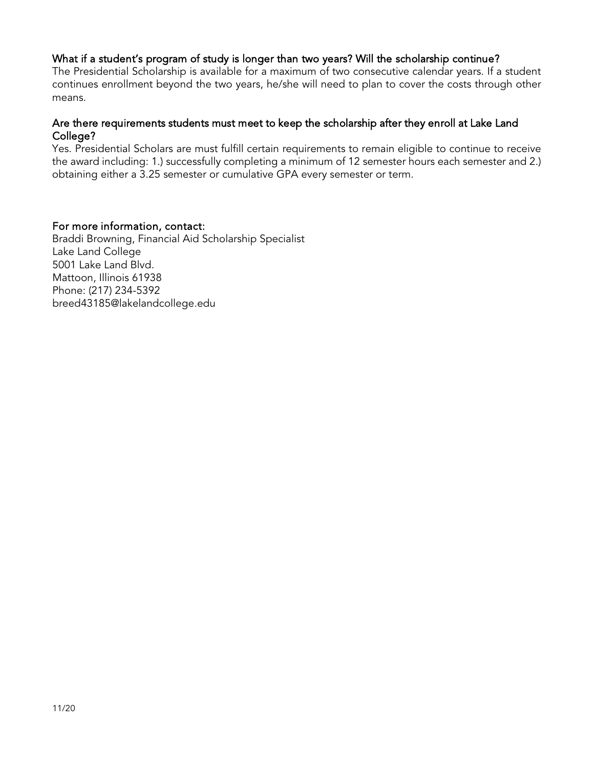### What if a student's program of study is longer than two years? Will the scholarship continue?

The Presidential Scholarship is available for a maximum of two consecutive calendar years. If a student continues enrollment beyond the two years, he/she will need to plan to cover the costs through other means.

### Are there requirements students must meet to keep the scholarship after they enroll at Lake Land College?

Yes. Presidential Scholars are must fulfill certain requirements to remain eligible to continue to receive the award including: 1.) successfully completing a minimum of 12 semester hours each semester and 2.) obtaining either a 3.25 semester or cumulative GPA every semester or term.

### For more information, contact:

Braddi Browning, Financial Aid Scholarship Specialist
Lake Land College
5001 Lake Land Blvd.
Mattoon, Illinois 61938
Phone: (217) 234-5392
breed43185@lakelandcollege.edu

11/20